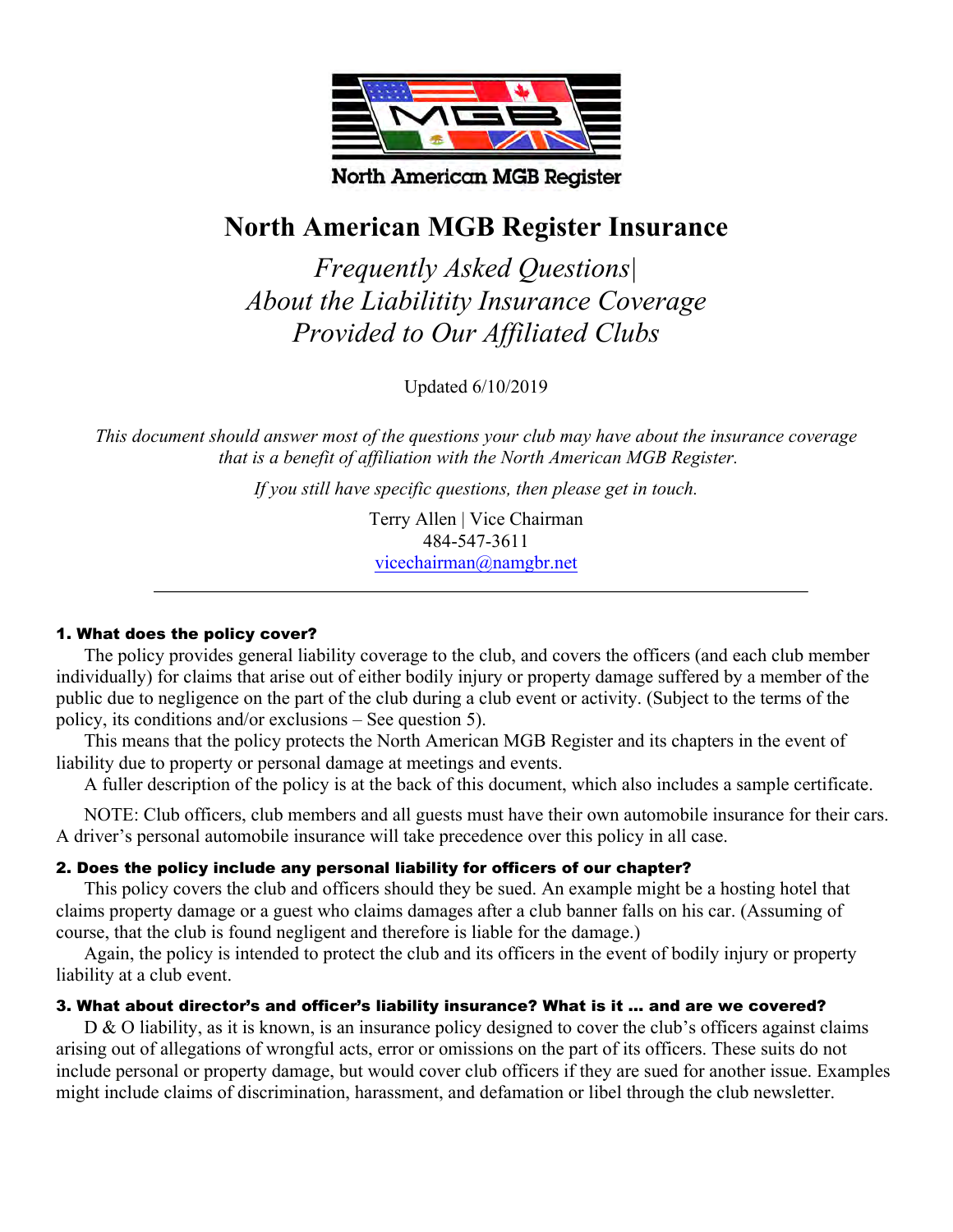North American MGB Register

# North American MGB Register Insurance

## *Frequently Asked Questions|*
## *About the Liabilitity Insurance Coverage*
## *Provided to Our Affiliated Clubs*

Updated 6/10/2019

*This document should answer most of the questions your club may have about the insurance coverage that is a benefit of affiliation with the North American MGB Register.*

*If you still have specific questions, then please get in touch.*

Terry Allen | Vice Chairman
484-547-3611
vicechairman@namgbr.net

---

### 1. What does the policy cover?

The policy provides general liability coverage to the club, and covers the officers (and each club member individually) for claims that arise out of either bodily injury or property damage suffered by a member of the public due to negligence on the part of the club during a club event or activity. (Subject to the terms of the policy, its conditions and/or exclusions – See question 5).

This means that the policy protects the North American MGB Register and its chapters in the event of liability due to property or personal damage at meetings and events.

A fuller description of the policy is at the back of this document, which also includes a sample certificate.

NOTE: Club officers, club members and all guests must have their own automobile insurance for their cars. A driver's personal automobile insurance will take precedence over this policy in all case.

### 2. Does the policy include any personal liability for officers of our chapter?

This policy covers the club and officers should they be sued. An example might be a hosting hotel that claims property damage or a guest who claims damages after a club banner falls on his car. (Assuming of course, that the club is found negligent and therefore is liable for the damage.)

Again, the policy is intended to protect the club and its officers in the event of bodily injury or property liability at a club event.

### 3. What about director's and officer's liability insurance? What is it … and are we covered?

D & O liability, as it is known, is an insurance policy designed to cover the club's officers against claims arising out of allegations of wrongful acts, error or omissions on the part of its officers. These suits do not include personal or property damage, but would cover club officers if they are sued for another issue. Examples might include claims of discrimination, harassment, and defamation or libel through the club newsletter.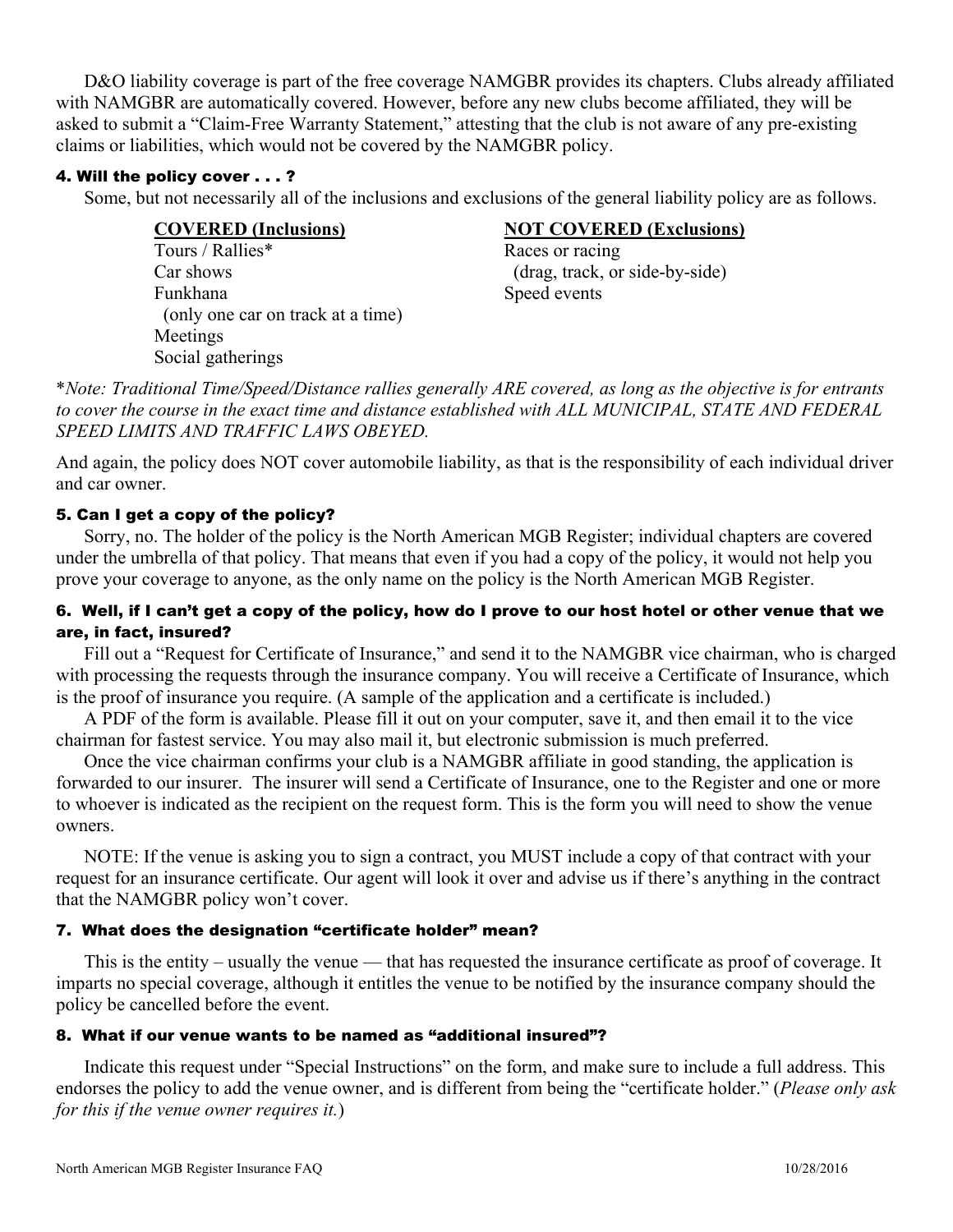D&O liability coverage is part of the free coverage NAMGBR provides its chapters. Clubs already affiliated with NAMGBR are automatically covered. However, before any new clubs become affiliated, they will be asked to submit a "Claim-Free Warranty Statement," attesting that the club is not aware of any pre-existing claims or liabilities, which would not be covered by the NAMGBR policy.

### 4. Will the policy cover . . . ?

Some, but not necessarily all of the inclusions and exclusions of the general liability policy are as follows.

| **COVERED (Inclusions)** | **NOT COVERED (Exclusions)** |
|---|---|
| Tours / Rallies* | Races or racing (drag, track, or side-by-side) |
| Car shows | Speed events |
| Funkhana (only one car on track at a time) | |
| Meetings | |
| Social gatherings | |

**Note:* *Traditional Time/Speed/Distance rallies generally ARE covered, as long as the objective is for entrants to cover the course in the exact time and distance established with ALL MUNICIPAL, STATE AND FEDERAL SPEED LIMITS AND TRAFFIC LAWS OBEYED.*

And again, the policy does NOT cover automobile liability, as that is the responsibility of each individual driver and car owner.

### 5. Can I get a copy of the policy?

Sorry, no. The holder of the policy is the North American MGB Register; individual chapters are covered under the umbrella of that policy. That means that even if you had a copy of the policy, it would not help you prove your coverage to anyone, as the only name on the policy is the North American MGB Register.

### 6. Well, if I can't get a copy of the policy, how do I prove to our host hotel or other venue that we are, in fact, insured?

Fill out a "Request for Certificate of Insurance," and send it to the NAMGBR vice chairman, who is charged with processing the requests through the insurance company. You will receive a Certificate of Insurance, which is the proof of insurance you require. (A sample of the application and a certificate is included.)

A PDF of the form is available. Please fill it out on your computer, save it, and then email it to the vice chairman for fastest service. You may also mail it, but electronic submission is much preferred.

Once the vice chairman confirms your club is a NAMGBR affiliate in good standing, the application is forwarded to our insurer. The insurer will send a Certificate of Insurance, one to the Register and one or more to whoever is indicated as the recipient on the request form. This is the form you will need to show the venue owners.

NOTE: If the venue is asking you to sign a contract, you MUST include a copy of that contract with your request for an insurance certificate. Our agent will look it over and advise us if there's anything in the contract that the NAMGBR policy won't cover.

### 7. What does the designation "certificate holder" mean?

This is the entity – usually the venue — that has requested the insurance certificate as proof of coverage. It imparts no special coverage, although it entitles the venue to be notified by the insurance company should the policy be cancelled before the event.

### 8. What if our venue wants to be named as "additional insured"?

Indicate this request under "Special Instructions" on the form, and make sure to include a full address. This endorses the policy to add the venue owner, and is different from being the "certificate holder." (*Please only ask for this if the venue owner requires it.*)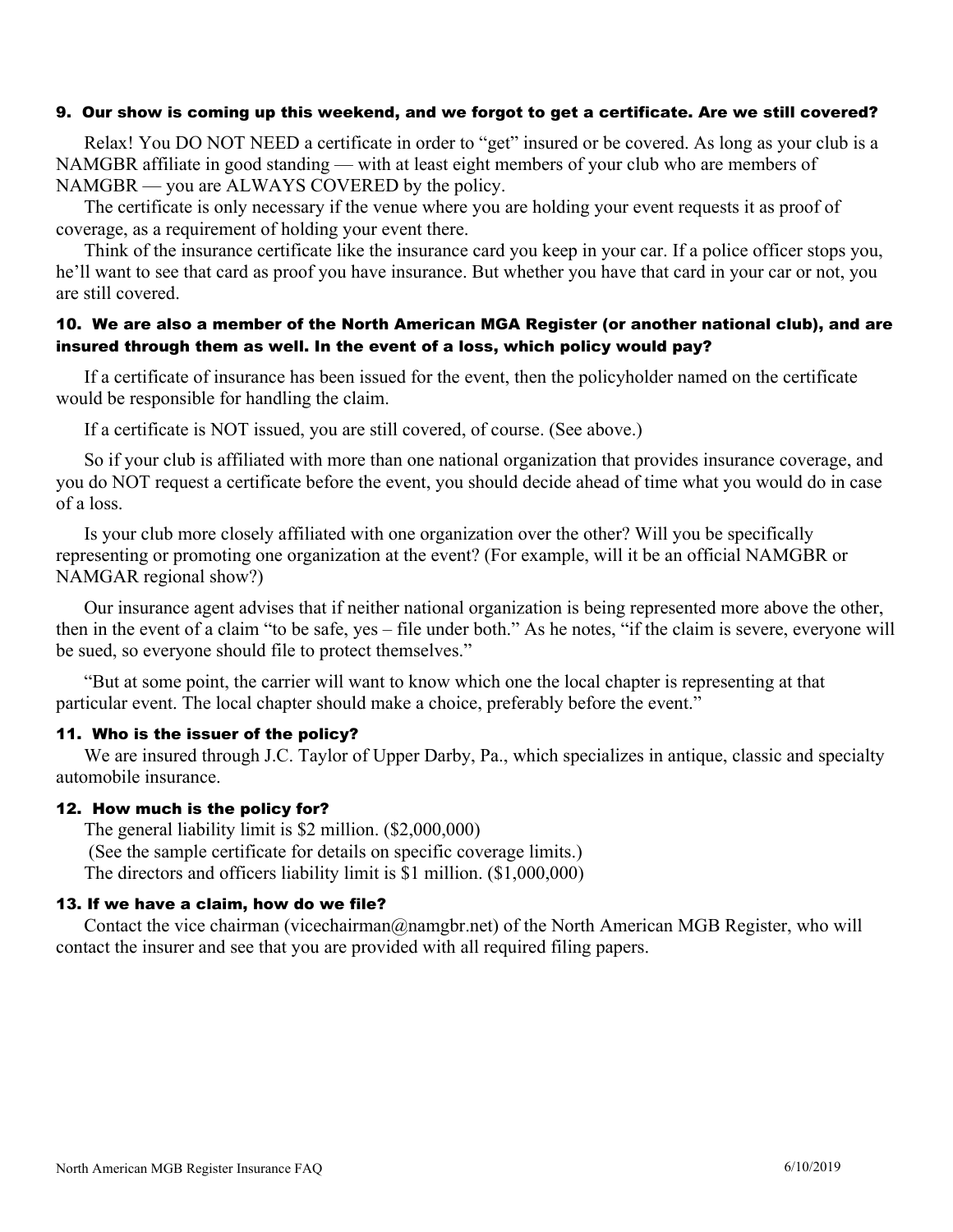### 9. Our show is coming up this weekend, and we forgot to get a certificate. Are we still covered?

Relax! You DO NOT NEED a certificate in order to "get" insured or be covered. As long as your club is a NAMGBR affiliate in good standing — with at least eight members of your club who are members of NAMGBR — you are ALWAYS COVERED by the policy.

The certificate is only necessary if the venue where you are holding your event requests it as proof of coverage, as a requirement of holding your event there.

Think of the insurance certificate like the insurance card you keep in your car. If a police officer stops you, he'll want to see that card as proof you have insurance. But whether you have that card in your car or not, you are still covered.

### 10. We are also a member of the North American MGA Register (or another national club), and are insured through them as well. In the event of a loss, which policy would pay?

If a certificate of insurance has been issued for the event, then the policyholder named on the certificate would be responsible for handling the claim.

If a certificate is NOT issued, you are still covered, of course. (See above.)

So if your club is affiliated with more than one national organization that provides insurance coverage, and you do NOT request a certificate before the event, you should decide ahead of time what you would do in case of a loss.

Is your club more closely affiliated with one organization over the other? Will you be specifically representing or promoting one organization at the event? (For example, will it be an official NAMGBR or NAMGAR regional show?)

Our insurance agent advises that if neither national organization is being represented more above the other, then in the event of a claim "to be safe, yes – file under both." As he notes, "if the claim is severe, everyone will be sued, so everyone should file to protect themselves."

"But at some point, the carrier will want to know which one the local chapter is representing at that particular event. The local chapter should make a choice, preferably before the event."

### 11. Who is the issuer of the policy?

We are insured through J.C. Taylor of Upper Darby, Pa., which specializes in antique, classic and specialty automobile insurance.

### 12. How much is the policy for?

The general liability limit is $2 million. ($2,000,000)
(See the sample certificate for details on specific coverage limits.)
The directors and officers liability limit is $1 million. ($1,000,000)

### 13. If we have a claim, how do we file?

Contact the vice chairman (vicechairman@namgbr.net) of the North American MGB Register, who will contact the insurer and see that you are provided with all required filing papers.